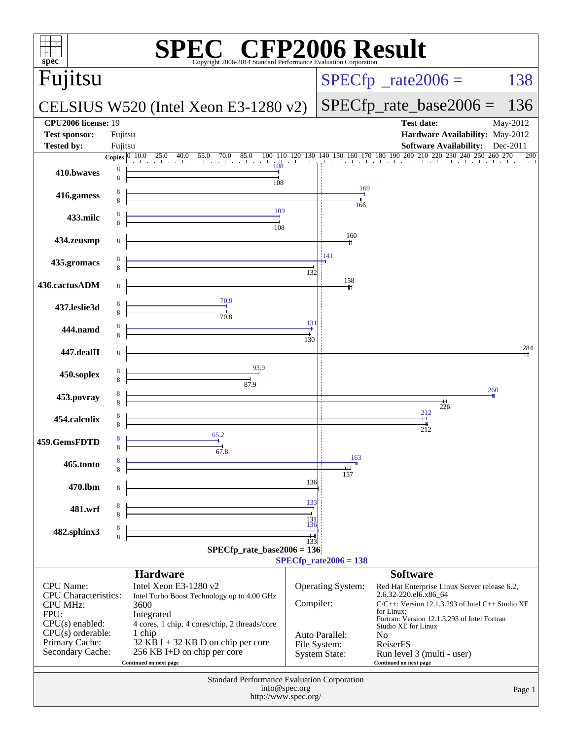# SPEC® CFP2006 Result

Copyright 2006-2014 Standard Performance Evaluation Corporation

## Fujitsu

## CELSIUS W520 (Intel Xeon E3-1280 v2)

SPECfp_rate2006 = 138

SPECfp_rate_base2006 = 136

| | | | |
|---|---|---|---|
| **CPU2006 license:** | 19 | **Test date:** | May-2012 |
| **Test sponsor:** | Fujitsu | **Hardware Availability:** | May-2012 |
| **Tested by:** | Fujitsu | **Software Availability:** | Dec-2011 |

| Benchmark | Copies (peak) | Copies (base) | Peak | Base |
|---|---|---|---|---|
| 410.bwaves | 8 | 8 | 108 | 108 |
| 416.gamess | 8 | 8 | 169 | 166 |
| 433.milc | 8 | 8 | 109 | 108 |
| 434.zeusmp | | 8 | | 160 |
| 435.gromacs | 8 | 8 | 141 | 132 |
| 436.cactusADM | | 8 | | 158 |
| 437.leslie3d | 8 | 8 | 70.9 | 70.8 |
| 444.namd | 8 | 8 | 131 | 130 |
| 447.dealII | | 8 | | 284 |
| 450.soplex | 8 | 8 | 93.9 | 87.9 |
| 453.povray | 8 | 8 | 260 | 226 |
| 454.calculix | 8 | 8 | 212 | 212 |
| 459.GemsFDTD | 8 | 8 | 65.2 | 67.8 |
| 465.tonto | 8 | 8 | 163 | 157 |
| 470.lbm | | 8 | | 136 |
| 481.wrf | 8 | 8 | 133 | 131 |
| 482.sphinx3 | 8 | 8 | 136 | 133 |

SPECfp_rate_base2006 = 136

SPECfp_rate2006 = 138

### Hardware

| | |
|---|---|
| CPU Name: | Intel Xeon E3-1280 v2 |
| CPU Characteristics: | Intel Turbo Boost Technology up to 4.00 GHz |
| CPU MHz: | 3600 |
| FPU: | Integrated |
| CPU(s) enabled: | 4 cores, 1 chip, 4 cores/chip, 2 threads/core |
| CPU(s) orderable: | 1 chip |
| Primary Cache: | 32 KB I + 32 KB D on chip per core |
| Secondary Cache: | 256 KB I+D on chip per core |

Continued on next page

### Software

| | |
|---|---|
| Operating System: | Red Hat Enterprise Linux Server release 6.2, 2.6.32-220.el6.x86_64 |
| Compiler: | C/C++: Version 12.1.3.293 of Intel C++ Studio XE for Linux; Fortran: Version 12.1.3.293 of Intel Fortran Studio XE for Linux |
| Auto Parallel: | No |
| File System: | ReiserFS |
| System State: | Run level 3 (multi - user) |

Continued on next page

Standard Performance Evaluation Corporation
info@spec.org
http://www.spec.org/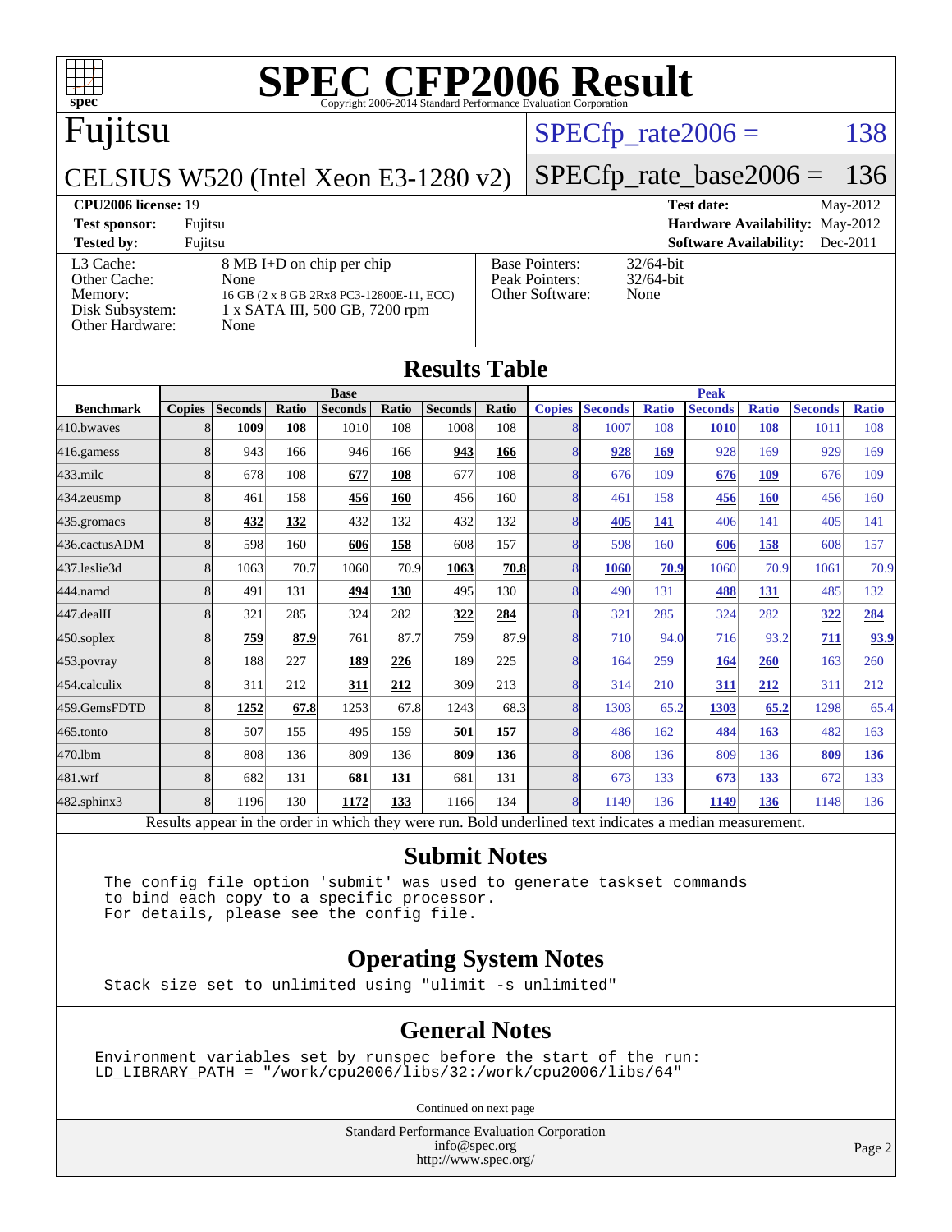# SPEC CFP2006 Result

Copyright 2006-2014 Standard Performance Evaluation Corporation

## Fujitsu

**CELSIUS W520 (Intel Xeon E3-1280 v2)**

SPECfp_rate2006 = 138

SPECfp_rate_base2006 = 136

| | | | |
|---|---|---|---|
| **CPU2006 license:** 19 | | **Test date:** | May-2012 |
| **Test sponsor:** | Fujitsu | **Hardware Availability:** | May-2012 |
| **Tested by:** | Fujitsu | **Software Availability:** | Dec-2011 |

| | | | |
|---|---|---|---|
| L3 Cache: | 8 MB I+D on chip per chip | Base Pointers: | 32/64-bit |
| Other Cache: | None | Peak Pointers: | 32/64-bit |
| Memory: | 16 GB (2 x 8 GB 2Rx8 PC3-12800E-11, ECC) | Other Software: | None |
| Disk Subsystem: | 1 x SATA III, 500 GB, 7200 rpm | | |
| Other Hardware: | None | | |

## Results Table

| | Base | | | | | | | | Peak | | | | | | |
|---|---|---|---|---|---|---|---|---|---|---|---|---|---|---|---|
| **Benchmark** | **Copies** | **Seconds** | **Ratio** | **Seconds** | **Ratio** | **Seconds** | **Ratio** | **Copies** | **Seconds** | **Ratio** | **Seconds** | **Ratio** | **Seconds** | **Ratio** |
| 410.bwaves | 8 | **1009** | **108** | 1010 | 108 | 1008 | 108 | 8 | 1007 | 108 | **1010** | **108** | 1011 | 108 |
| 416.gamess | 8 | 943 | 166 | 946 | 166 | **943** | **166** | 8 | **928** | **169** | 928 | 169 | 929 | 169 |
| 433.milc | 8 | 678 | 108 | **677** | **108** | 677 | 108 | 8 | 676 | 109 | **676** | **109** | 676 | 109 |
| 434.zeusmp | 8 | 461 | 158 | **456** | **160** | 456 | 160 | 8 | 461 | 158 | **456** | **160** | 456 | 160 |
| 435.gromacs | 8 | **432** | **132** | 432 | 132 | 432 | 132 | 8 | **405** | **141** | 406 | 141 | 405 | 141 |
| 436.cactusADM | 8 | 598 | 160 | **606** | **158** | 608 | 157 | 8 | 598 | 160 | **606** | **158** | 608 | 157 |
| 437.leslie3d | 8 | 1063 | 70.7 | 1060 | 70.9 | **1063** | **70.8** | 8 | **1060** | **70.9** | 1060 | 70.9 | 1061 | 70.9 |
| 444.namd | 8 | 491 | 131 | **494** | **130** | 495 | 130 | 8 | 490 | 131 | **488** | **131** | 485 | 132 |
| 447.dealII | 8 | 321 | 285 | 324 | 282 | **322** | **284** | 8 | 321 | 285 | 324 | 282 | **322** | **284** |
| 450.soplex | 8 | **759** | **87.9** | 761 | 87.7 | 759 | 87.9 | 8 | 710 | 94.0 | 716 | 93.2 | **711** | **93.9** |
| 453.povray | 8 | 188 | 227 | **189** | **226** | 189 | 225 | 8 | 164 | 259 | **164** | **260** | 163 | 260 |
| 454.calculix | 8 | 311 | 212 | **311** | **212** | 309 | 213 | 8 | 314 | 210 | **311** | **212** | 311 | 212 |
| 459.GemsFDTD | 8 | **1252** | **67.8** | 1253 | 67.8 | 1243 | 68.3 | 8 | 1303 | 65.2 | **1303** | **65.2** | 1298 | 65.4 |
| 465.tonto | 8 | 507 | 155 | 495 | 159 | **501** | **157** | 8 | 486 | 162 | **484** | **163** | 482 | 163 |
| 470.lbm | 8 | 808 | 136 | 809 | 136 | **809** | **136** | 8 | 808 | 136 | 809 | 136 | **809** | **136** |
| 481.wrf | 8 | 682 | 131 | **681** | **131** | 681 | 131 | 8 | 673 | 133 | **673** | **133** | 672 | 133 |
| 482.sphinx3 | 8 | 1196 | 130 | **1172** | **133** | 1166 | 134 | 8 | 1149 | 136 | **1149** | **136** | 1148 | 136 |

Results appear in the order in which they were run. Bold underlined text indicates a median measurement.

## Submit Notes

```
The config file option 'submit' was used to generate taskset commands
to bind each copy to a specific processor.
For details, please see the config file.
```

## Operating System Notes

```
Stack size set to unlimited using "ulimit -s unlimited"
```

## General Notes

```
Environment variables set by runspec before the start of the run:
LD_LIBRARY_PATH = "/work/cpu2006/libs/32:/work/cpu2006/libs/64"
```

Continued on next page

Standard Performance Evaluation Corporation
info@spec.org
http://www.spec.org/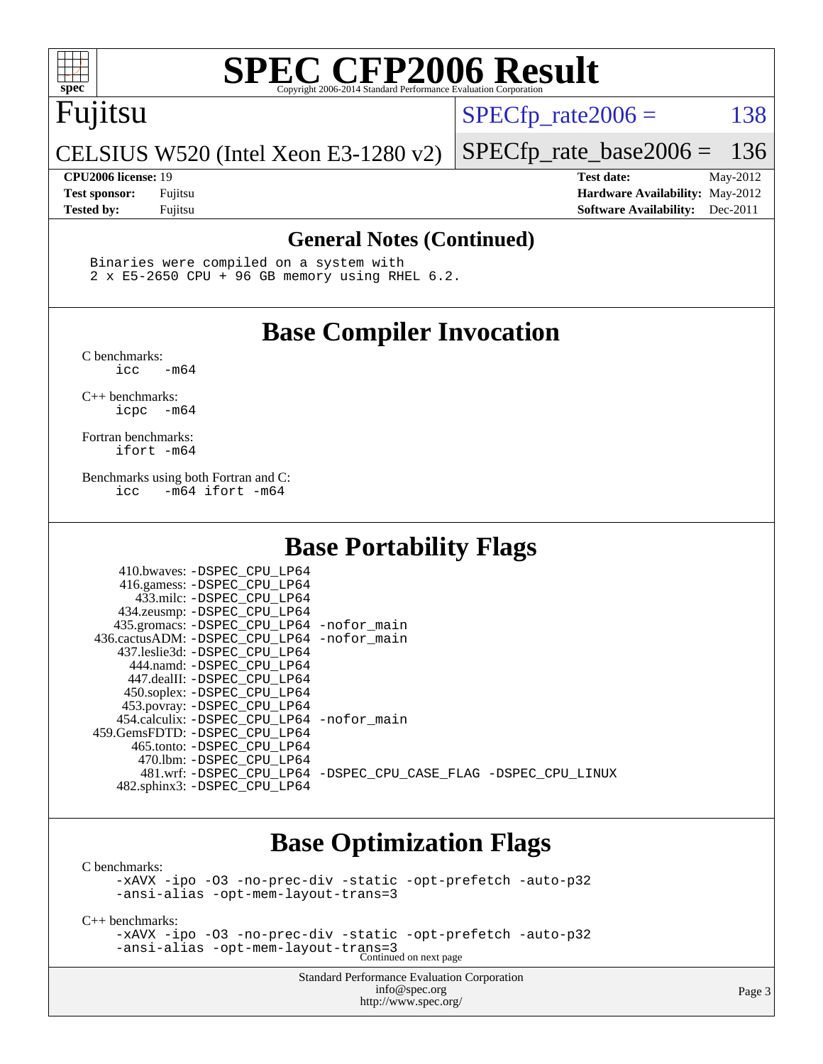## General Notes (Continued)

```
Binaries were compiled on a system with
2 x E5-2650 CPU + 96 GB memory using RHEL 6.2.
```

## Base Compiler Invocation

C benchmarks:
```
icc   -m64
```

C++ benchmarks:
```
icpc  -m64
```

Fortran benchmarks:
```
ifort -m64
```

Benchmarks using both Fortran and C:
```
icc   -m64 ifort -m64
```

## Base Portability Flags

```
     410.bwaves: -DSPEC_CPU_LP64
     416.gamess: -DSPEC_CPU_LP64
       433.milc: -DSPEC_CPU_LP64
     434.zeusmp: -DSPEC_CPU_LP64
    435.gromacs: -DSPEC_CPU_LP64 -nofor_main
 436.cactusADM: -DSPEC_CPU_LP64 -nofor_main
    437.leslie3d: -DSPEC_CPU_LP64
       444.namd: -DSPEC_CPU_LP64
      447.dealII: -DSPEC_CPU_LP64
     450.soplex: -DSPEC_CPU_LP64
     453.povray: -DSPEC_CPU_LP64
    454.calculix: -DSPEC_CPU_LP64 -nofor_main
  459.GemsFDTD: -DSPEC_CPU_LP64
      465.tonto: -DSPEC_CPU_LP64
        470.lbm: -DSPEC_CPU_LP64
        481.wrf: -DSPEC_CPU_LP64 -DSPEC_CPU_CASE_FLAG -DSPEC_CPU_LINUX
    482.sphinx3: -DSPEC_CPU_LP64
```

## Base Optimization Flags

C benchmarks:
```
-xAVX -ipo -O3 -no-prec-div -static -opt-prefetch -auto-p32
-ansi-alias -opt-mem-layout-trans=3
```

C++ benchmarks:
```
-xAVX -ipo -O3 -no-prec-div -static -opt-prefetch -auto-p32
-ansi-alias -opt-mem-layout-trans=3
```

Continued on next page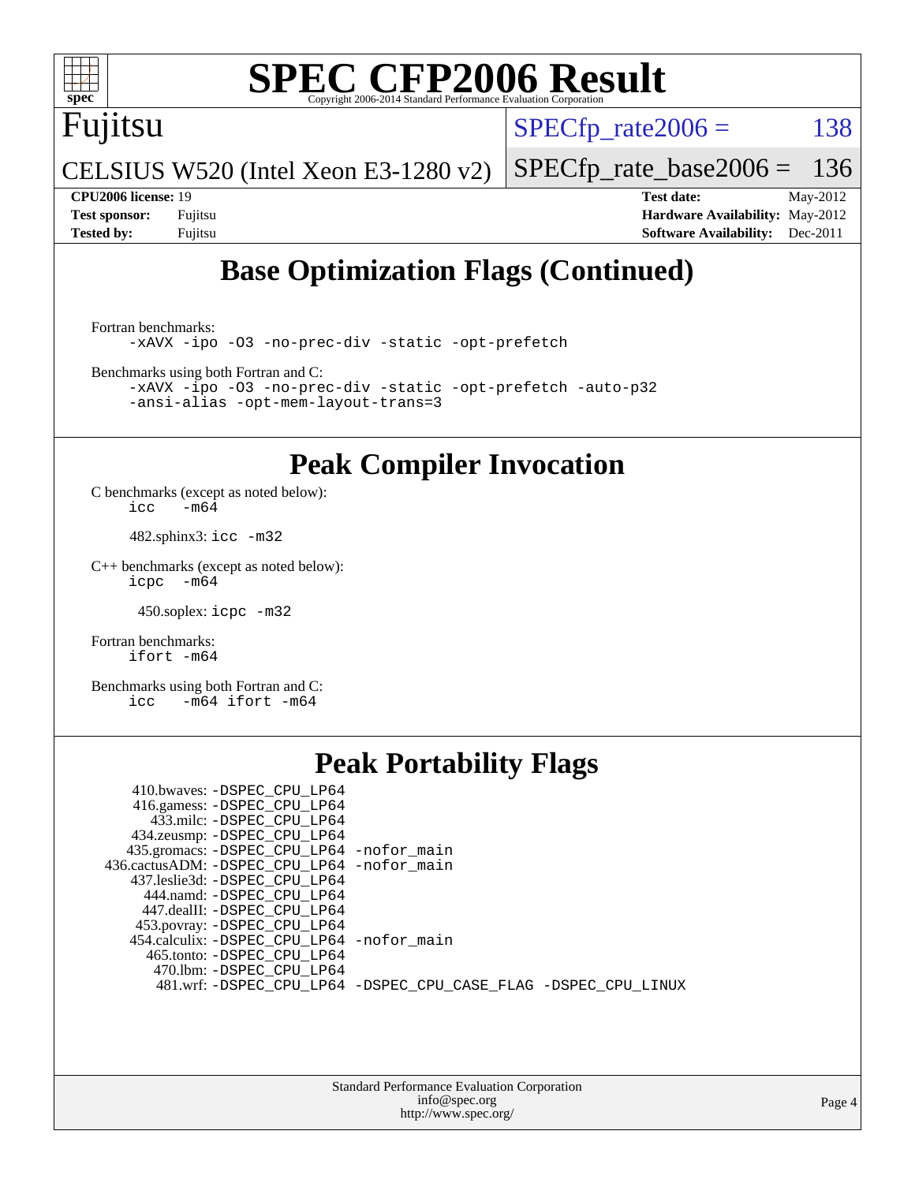# SPEC CFP2006 Result

Copyright 2006-2014 Standard Performance Evaluation Corporation

**Fujitsu**

CELSIUS W520 (Intel Xeon E3-1280 v2)

SPECfp_rate2006 = 138

SPECfp_rate_base2006 = 136

| | | | |
|---|---|---|---|
| **CPU2006 license:** | 19 | **Test date:** | May-2012 |
| **Test sponsor:** | Fujitsu | **Hardware Availability:** | May-2012 |
| **Tested by:** | Fujitsu | **Software Availability:** | Dec-2011 |

## Base Optimization Flags (Continued)

Fortran benchmarks:

```
-xAVX -ipo -O3 -no-prec-div -static -opt-prefetch
```

Benchmarks using both Fortran and C:

```
-xAVX -ipo -O3 -no-prec-div -static -opt-prefetch -auto-p32
-ansi-alias -opt-mem-layout-trans=3
```

## Peak Compiler Invocation

C benchmarks (except as noted below):

```
icc   -m64
```

482.sphinx3: `icc -m32`

C++ benchmarks (except as noted below):

```
icpc  -m64
```

450.soplex: `icpc -m32`

Fortran benchmarks:

```
ifort -m64
```

Benchmarks using both Fortran and C:

```
icc   -m64 ifort -m64
```

## Peak Portability Flags

```
     410.bwaves: -DSPEC_CPU_LP64
    416.gamess: -DSPEC_CPU_LP64
       433.milc: -DSPEC_CPU_LP64
    434.zeusmp: -DSPEC_CPU_LP64
   435.gromacs: -DSPEC_CPU_LP64 -nofor_main
436.cactusADM: -DSPEC_CPU_LP64 -nofor_main
   437.leslie3d: -DSPEC_CPU_LP64
      444.namd: -DSPEC_CPU_LP64
     447.dealII: -DSPEC_CPU_LP64
    453.povray: -DSPEC_CPU_LP64
   454.calculix: -DSPEC_CPU_LP64 -nofor_main
      465.tonto: -DSPEC_CPU_LP64
        470.lbm: -DSPEC_CPU_LP64
        481.wrf: -DSPEC_CPU_LP64 -DSPEC_CPU_CASE_FLAG -DSPEC_CPU_LINUX
```

Standard Performance Evaluation Corporation
info@spec.org
http://www.spec.org/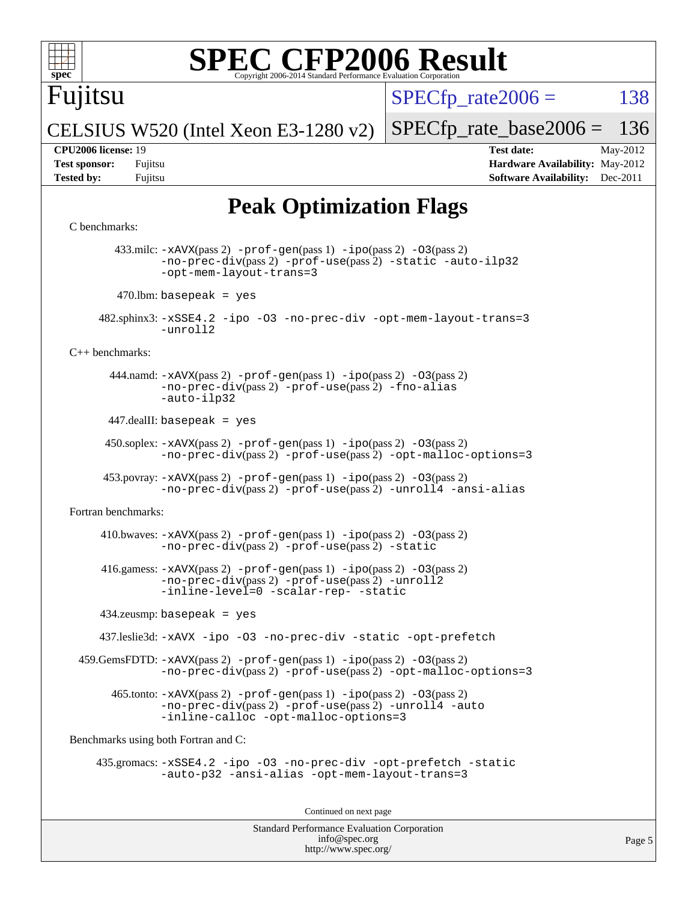# SPEC CFP2006 Result

Copyright 2006-2014 Standard Performance Evaluation Corporation

**Fujitsu**

CELSIUS W520 (Intel Xeon E3-1280 v2)

SPECfp_rate2006 = 138

SPECfp_rate_base2006 = 136

| | | | |
|---|---|---|---|
| **CPU2006 license:** | 19 | **Test date:** | May-2012 |
| **Test sponsor:** | Fujitsu | **Hardware Availability:** | May-2012 |
| **Tested by:** | Fujitsu | **Software Availability:** | Dec-2011 |

## Peak Optimization Flags

C benchmarks:

433.milc: `-xAVX`(pass 2) `-prof-gen`(pass 1) `-ipo`(pass 2) `-O3`(pass 2) `-no-prec-div`(pass 2) `-prof-use`(pass 2) `-static` `-auto-ilp32` `-opt-mem-layout-trans=3`

470.lbm: `basepeak = yes`

482.sphinx3: `-xSSE4.2` `-ipo` `-O3` `-no-prec-div` `-opt-mem-layout-trans=3` `-unroll2`

C++ benchmarks:

444.namd: `-xAVX`(pass 2) `-prof-gen`(pass 1) `-ipo`(pass 2) `-O3`(pass 2) `-no-prec-div`(pass 2) `-prof-use`(pass 2) `-fno-alias` `-auto-ilp32`

447.dealII: `basepeak = yes`

450.soplex: `-xAVX`(pass 2) `-prof-gen`(pass 1) `-ipo`(pass 2) `-O3`(pass 2) `-no-prec-div`(pass 2) `-prof-use`(pass 2) `-opt-malloc-options=3`

453.povray: `-xAVX`(pass 2) `-prof-gen`(pass 1) `-ipo`(pass 2) `-O3`(pass 2) `-no-prec-div`(pass 2) `-prof-use`(pass 2) `-unroll4` `-ansi-alias`

Fortran benchmarks:

410.bwaves: `-xAVX`(pass 2) `-prof-gen`(pass 1) `-ipo`(pass 2) `-O3`(pass 2) `-no-prec-div`(pass 2) `-prof-use`(pass 2) `-static`

416.gamess: `-xAVX`(pass 2) `-prof-gen`(pass 1) `-ipo`(pass 2) `-O3`(pass 2) `-no-prec-div`(pass 2) `-prof-use`(pass 2) `-unroll2` `-inline-level=0` `-scalar-rep-` `-static`

434.zeusmp: `basepeak = yes`

437.leslie3d: `-xAVX` `-ipo` `-O3` `-no-prec-div` `-static` `-opt-prefetch`

459.GemsFDTD: `-xAVX`(pass 2) `-prof-gen`(pass 1) `-ipo`(pass 2) `-O3`(pass 2) `-no-prec-div`(pass 2) `-prof-use`(pass 2) `-opt-malloc-options=3`

465.tonto: `-xAVX`(pass 2) `-prof-gen`(pass 1) `-ipo`(pass 2) `-O3`(pass 2) `-no-prec-div`(pass 2) `-prof-use`(pass 2) `-unroll4` `-auto` `-inline-calloc` `-opt-malloc-options=3`

Benchmarks using both Fortran and C:

435.gromacs: `-xSSE4.2` `-ipo` `-O3` `-no-prec-div` `-opt-prefetch` `-static` `-auto-p32` `-ansi-alias` `-opt-mem-layout-trans=3`

Continued on next page

Standard Performance Evaluation Corporation
info@spec.org
http://www.spec.org/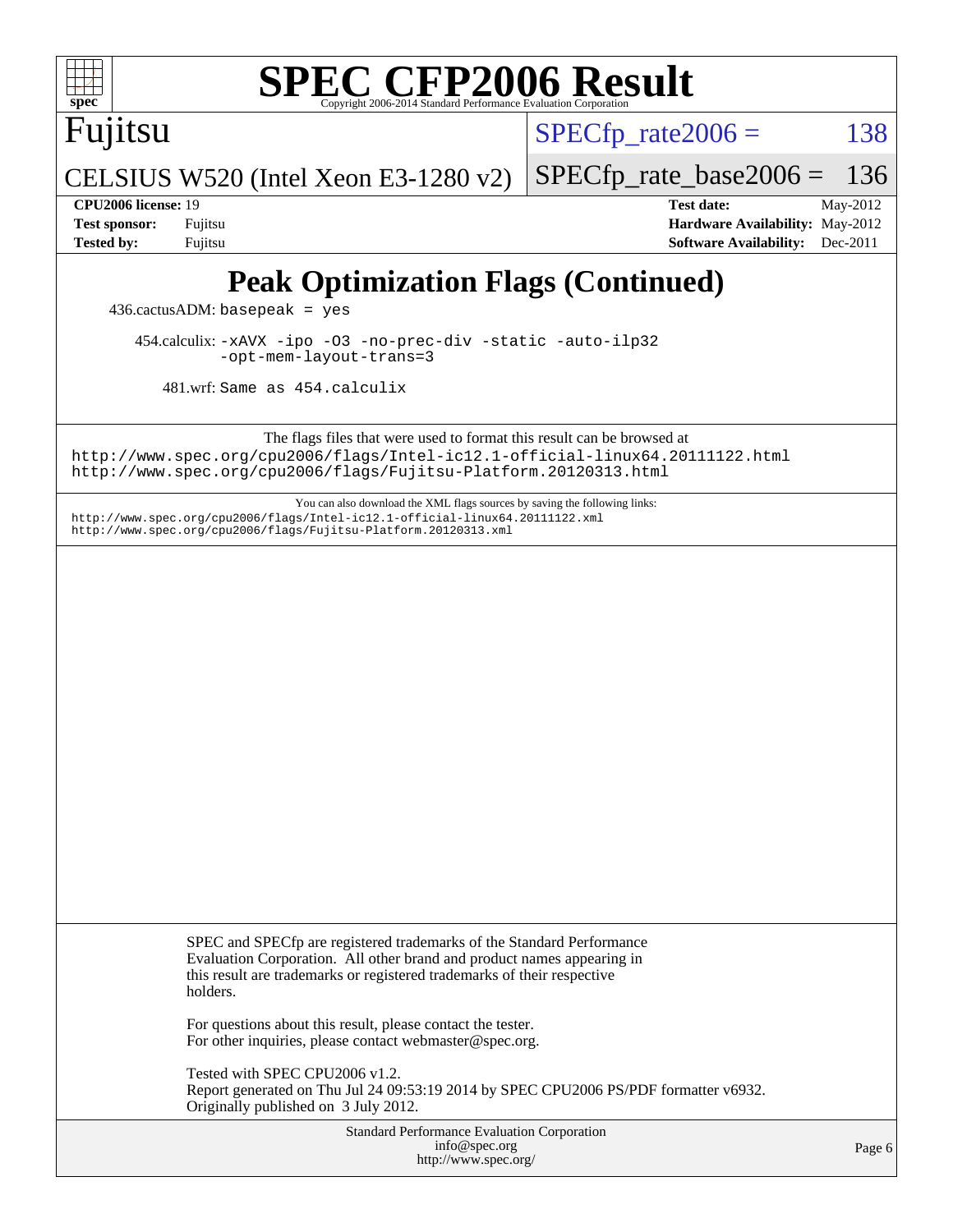# SPEC CFP2006 Result

Copyright 2006-2014 Standard Performance Evaluation Corporation

**Fujitsu**

CELSIUS W520 (Intel Xeon E3-1280 v2)

SPECfp_rate2006 = 138

SPECfp_rate_base2006 = 136

| | | | |
|---|---|---|---|
| **CPU2006 license:** 19 | | **Test date:** | May-2012 |
| **Test sponsor:** | Fujitsu | **Hardware Availability:** | May-2012 |
| **Tested by:** | Fujitsu | **Software Availability:** | Dec-2011 |

## Peak Optimization Flags (Continued)

436.cactusADM: `basepeak = yes`

454.calculix: `-xAVX -ipo -O3 -no-prec-div -static -auto-ilp32 -opt-mem-layout-trans=3`

481.wrf: `Same as 454.calculix`

The flags files that were used to format this result can be browsed at
http://www.spec.org/cpu2006/flags/Intel-ic12.1-official-linux64.20111122.html
http://www.spec.org/cpu2006/flags/Fujitsu-Platform.20120313.html

You can also download the XML flags sources by saving the following links:
http://www.spec.org/cpu2006/flags/Intel-ic12.1-official-linux64.20111122.xml
http://www.spec.org/cpu2006/flags/Fujitsu-Platform.20120313.xml

SPEC and SPECfp are registered trademarks of the Standard Performance Evaluation Corporation. All other brand and product names appearing in this result are trademarks or registered trademarks of their respective holders.

For questions about this result, please contact the tester.
For other inquiries, please contact webmaster@spec.org.

Tested with SPEC CPU2006 v1.2.
Report generated on Thu Jul 24 09:53:19 2014 by SPEC CPU2006 PS/PDF formatter v6932.
Originally published on 3 July 2012.

Standard Performance Evaluation Corporation
info@spec.org
http://www.spec.org/